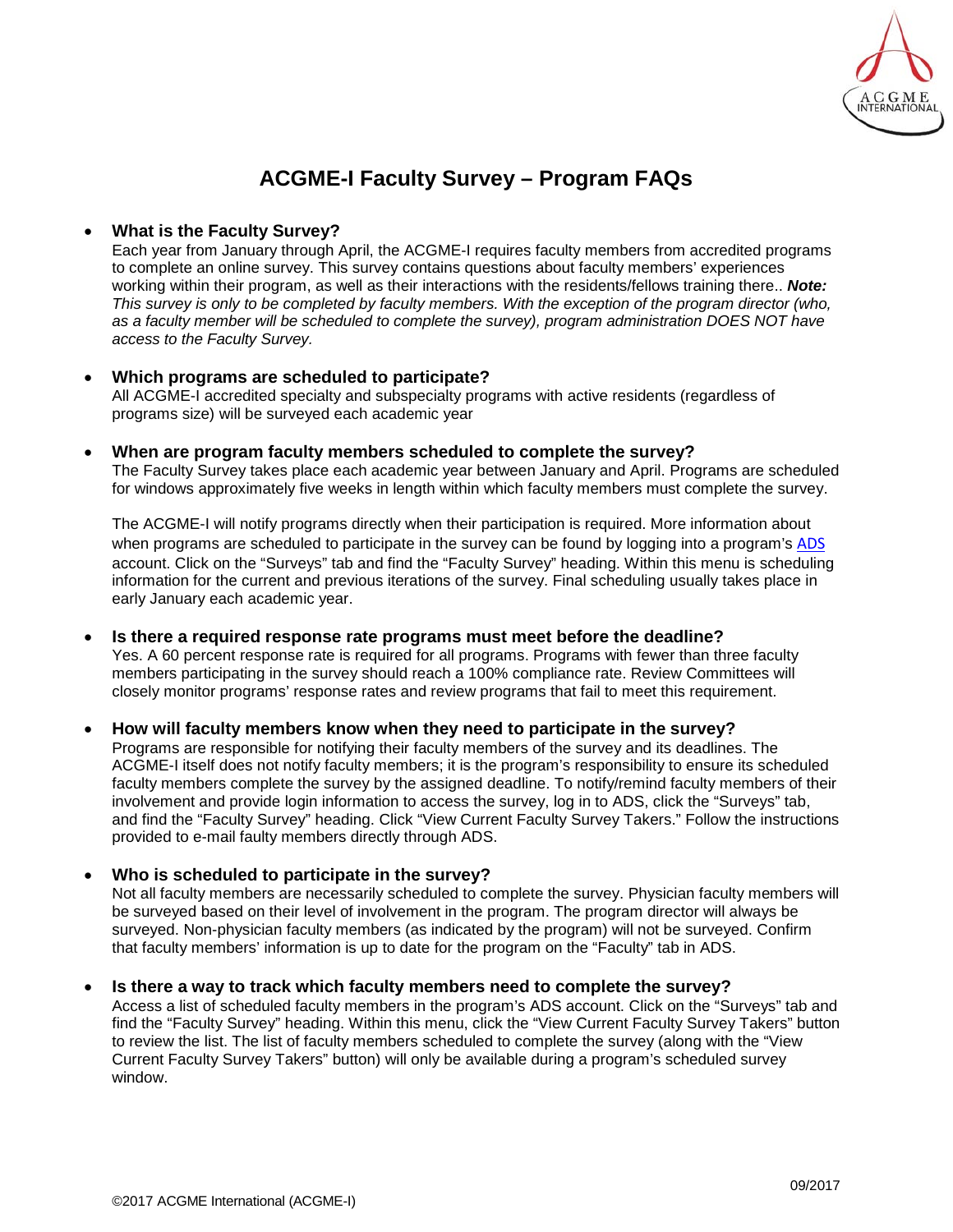# ACGME-I Faculty Survey – Program FAQs

- **What is the Faculty Survey?**
  Each year from January through April, the ACGME-I requires faculty members from accredited programs to complete an online survey. This survey contains questions about faculty members' experiences working within their program, as well as their interactions with the residents/fellows training there.. ***Note:*** *This survey is only to be completed by faculty members. With the exception of the program director (who, as a faculty member will be scheduled to complete the survey), program administration DOES NOT have access to the Faculty Survey.*

- **Which programs are scheduled to participate?**
  All ACGME-I accredited specialty and subspecialty programs with active residents (regardless of programs size) will be surveyed each academic year

- **When are program faculty members scheduled to complete the survey?**
  The Faculty Survey takes place each academic year between January and April. Programs are scheduled for windows approximately five weeks in length within which faculty members must complete the survey.

  The ACGME-I will notify programs directly when their participation is required. More information about when programs are scheduled to participate in the survey can be found by logging into a program's ADS account. Click on the "Surveys" tab and find the "Faculty Survey" heading. Within this menu is scheduling information for the current and previous iterations of the survey. Final scheduling usually takes place in early January each academic year.

- **Is there a required response rate programs must meet before the deadline?**
  Yes. A 60 percent response rate is required for all programs. Programs with fewer than three faculty members participating in the survey should reach a 100% compliance rate. Review Committees will closely monitor programs' response rates and review programs that fail to meet this requirement.

- **How will faculty members know when they need to participate in the survey?**
  Programs are responsible for notifying their faculty members of the survey and its deadlines. The ACGME-I itself does not notify faculty members; it is the program's responsibility to ensure its scheduled faculty members complete the survey by the assigned deadline. To notify/remind faculty members of their involvement and provide login information to access the survey, log in to ADS, click the "Surveys" tab, and find the "Faculty Survey" heading. Click "View Current Faculty Survey Takers." Follow the instructions provided to e-mail faulty members directly through ADS.

- **Who is scheduled to participate in the survey?**
  Not all faculty members are necessarily scheduled to complete the survey. Physician faculty members will be surveyed based on their level of involvement in the program. The program director will always be surveyed. Non-physician faculty members (as indicated by the program) will not be surveyed. Confirm that faculty members' information is up to date for the program on the "Faculty" tab in ADS.

- **Is there a way to track which faculty members need to complete the survey?**
  Access a list of scheduled faculty members in the program's ADS account. Click on the "Surveys" tab and find the "Faculty Survey" heading. Within this menu, click the "View Current Faculty Survey Takers" button to review the list. The list of faculty members scheduled to complete the survey (along with the "View Current Faculty Survey Takers" button) will only be available during a program's scheduled survey window.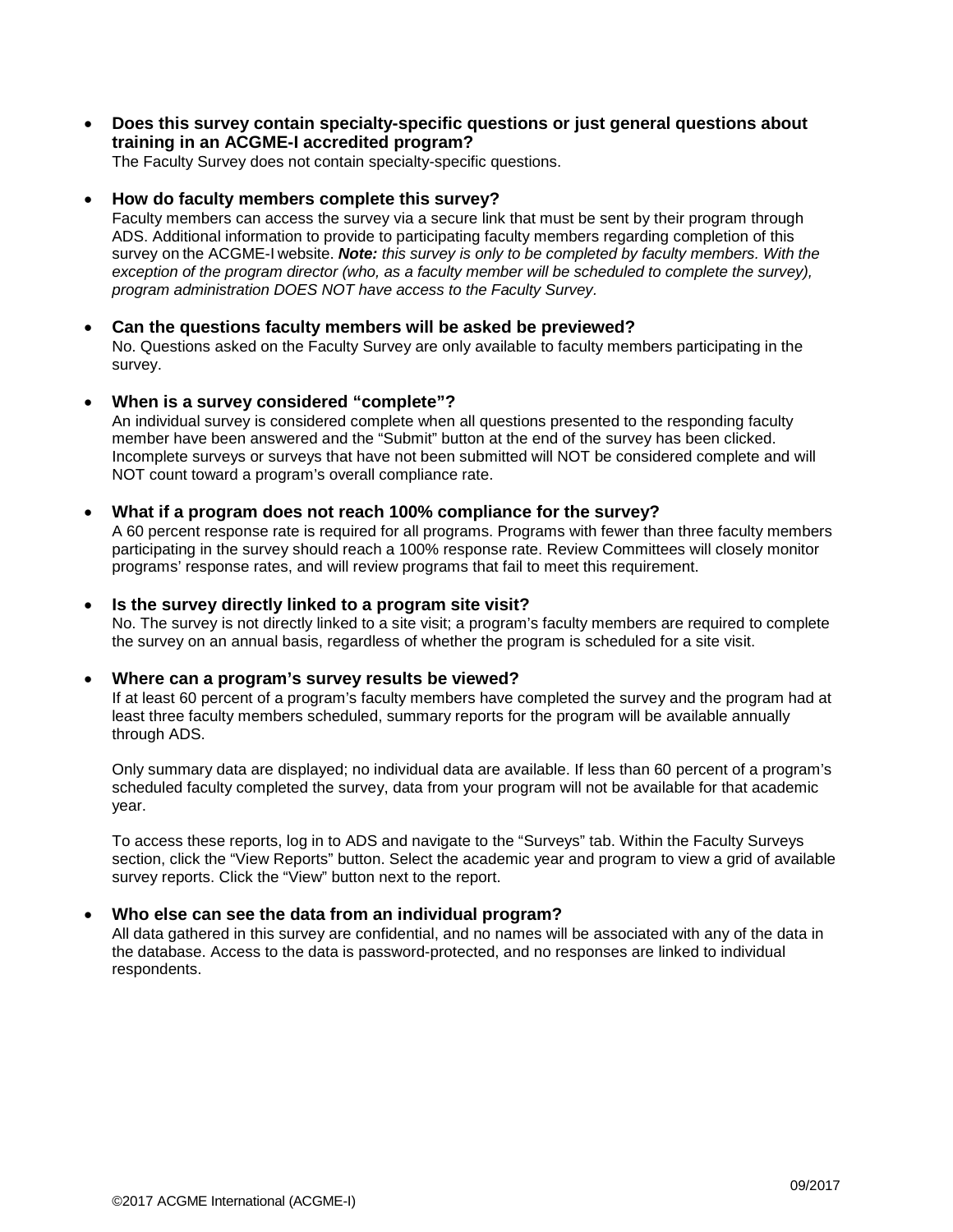- **Does this survey contain specialty-specific questions or just general questions about training in an ACGME-I accredited program?**
  The Faculty Survey does not contain specialty-specific questions.

- **How do faculty members complete this survey?**
  Faculty members can access the survey via a secure link that must be sent by their program through ADS. Additional information to provide to participating faculty members regarding completion of this survey on the ACGME-I website. ***Note:*** *this survey is only to be completed by faculty members. With the exception of the program director (who, as a faculty member will be scheduled to complete the survey), program administration DOES NOT have access to the Faculty Survey.*

- **Can the questions faculty members will be asked be previewed?**
  No. Questions asked on the Faculty Survey are only available to faculty members participating in the survey.

- **When is a survey considered "complete"?**
  An individual survey is considered complete when all questions presented to the responding faculty member have been answered and the "Submit" button at the end of the survey has been clicked. Incomplete surveys or surveys that have not been submitted will NOT be considered complete and will NOT count toward a program's overall compliance rate.

- **What if a program does not reach 100% compliance for the survey?**
  A 60 percent response rate is required for all programs. Programs with fewer than three faculty members participating in the survey should reach a 100% response rate. Review Committees will closely monitor programs' response rates, and will review programs that fail to meet this requirement.

- **Is the survey directly linked to a program site visit?**
  No. The survey is not directly linked to a site visit; a program's faculty members are required to complete the survey on an annual basis, regardless of whether the program is scheduled for a site visit.

- **Where can a program's survey results be viewed?**
  If at least 60 percent of a program's faculty members have completed the survey and the program had at least three faculty members scheduled, summary reports for the program will be available annually through ADS.

  Only summary data are displayed; no individual data are available. If less than 60 percent of a program's scheduled faculty completed the survey, data from your program will not be available for that academic year.

  To access these reports, log in to ADS and navigate to the "Surveys" tab. Within the Faculty Surveys section, click the "View Reports" button. Select the academic year and program to view a grid of available survey reports. Click the "View" button next to the report.

- **Who else can see the data from an individual program?**
  All data gathered in this survey are confidential, and no names will be associated with any of the data in the database. Access to the data is password-protected, and no responses are linked to individual respondents.

09/2017

©2017 ACGME International (ACGME-I)